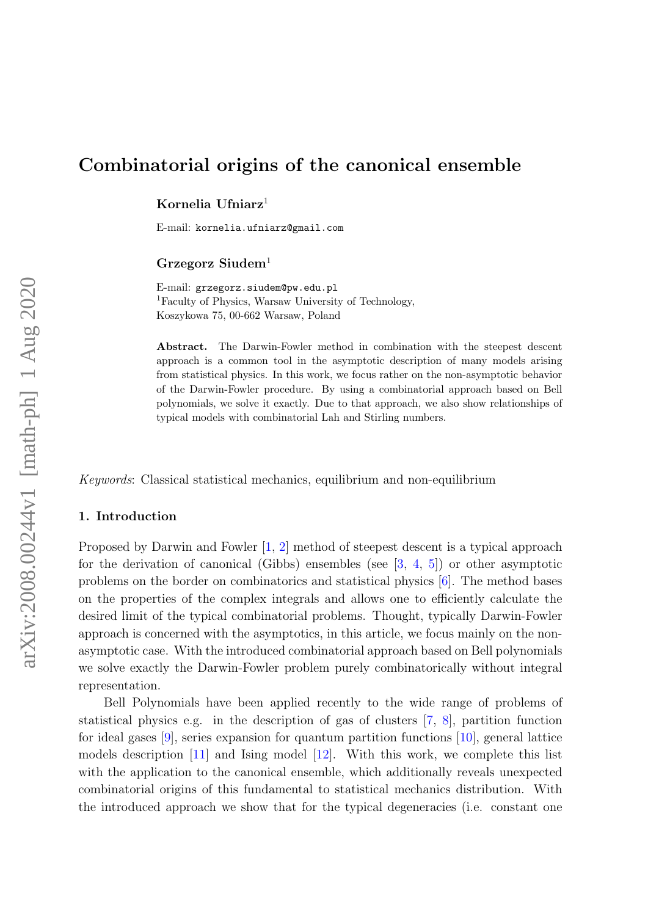# Combinatorial origins of the canonical ensemble

**Kornelia Ufniarz**[1]

E-mail: kornelia.ufniarz@gmail.com

**Grzegorz Siudem**[1]

E-mail: grzegorz.siudem@pw.edu.pl
[1]Faculty of Physics, Warsaw University of Technology,
Koszykowa 75, 00-662 Warsaw, Poland

**Abstract.** The Darwin-Fowler method in combination with the steepest descent approach is a common tool in the asymptotic description of many models arising from statistical physics. In this work, we focus rather on the non-asymptotic behavior of the Darwin-Fowler procedure. By using a combinatorial approach based on Bell polynomials, we solve it exactly. Due to that approach, we also show relationships of typical models with combinatorial Lah and Stirling numbers.

*Keywords*: Classical statistical mechanics, equilibrium and non-equilibrium

## 1. Introduction

Proposed by Darwin and Fowler [1, 2] method of steepest descent is a typical approach for the derivation of canonical (Gibbs) ensembles (see [3, 4, 5]) or other asymptotic problems on the border on combinatorics and statistical physics [6]. The method bases on the properties of the complex integrals and allows one to efficiently calculate the desired limit of the typical combinatorial problems. Thought, typically Darwin-Fowler approach is concerned with the asymptotics, in this article, we focus mainly on the non-asymptotic case. With the introduced combinatorial approach based on Bell polynomials we solve exactly the Darwin-Fowler problem purely combinatorically without integral representation.

Bell Polynomials have been applied recently to the wide range of problems of statistical physics e.g. in the description of gas of clusters [7, 8], partition function for ideal gases [9], series expansion for quantum partition functions [10], general lattice models description [11] and Ising model [12]. With this work, we complete this list with the application to the canonical ensemble, which additionally reveals unexpected combinatorial origins of this fundamental to statistical mechanics distribution. With the introduced approach we show that for the typical degeneracies (i.e. constant one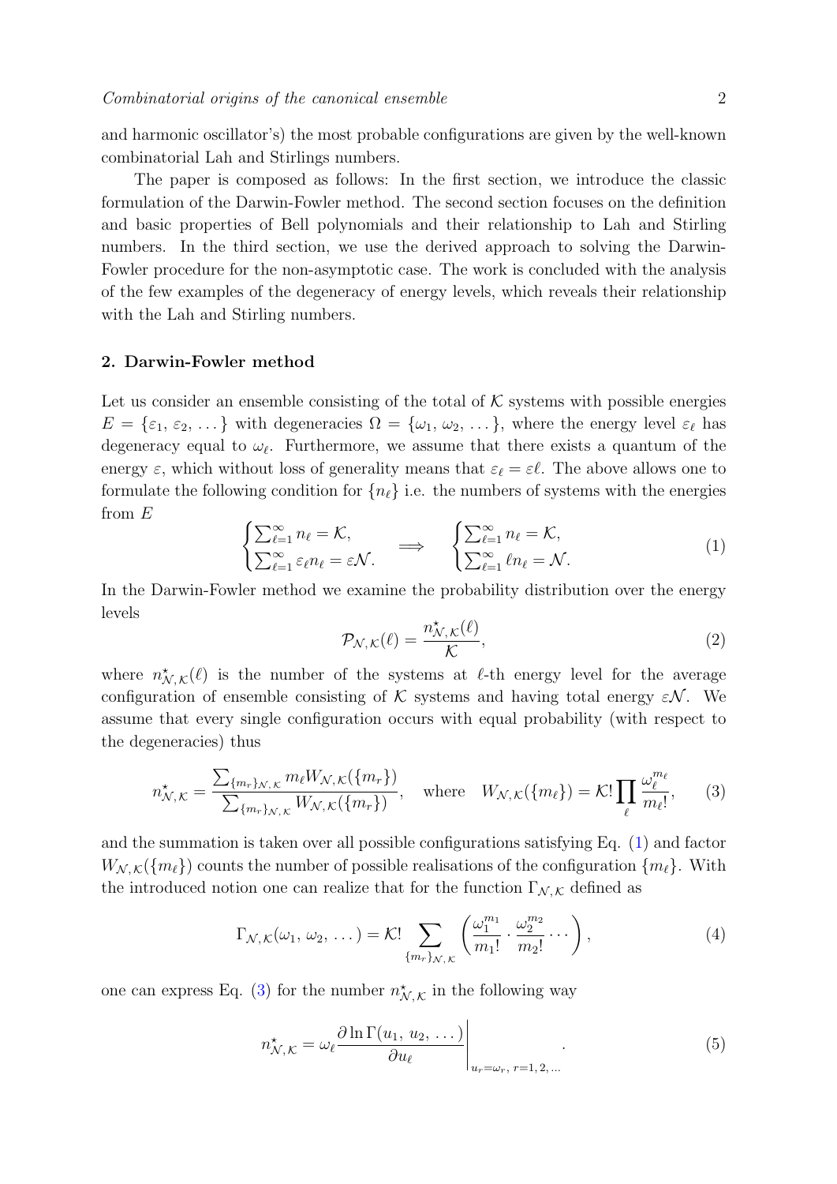and harmonic oscillator's) the most probable configurations are given by the well-known combinatorial Lah and Stirlings numbers.

The paper is composed as follows: In the first section, we introduce the classic formulation of the Darwin-Fowler method. The second section focuses on the definition and basic properties of Bell polynomials and their relationship to Lah and Stirling numbers. In the third section, we use the derived approach to solving the Darwin-Fowler procedure for the non-asymptotic case. The work is concluded with the analysis of the few examples of the degeneracy of energy levels, which reveals their relationship with the Lah and Stirling numbers.

## 2. Darwin-Fowler method

Let us consider an ensemble consisting of the total of $\mathcal{K}$ systems with possible energies $E = \{\varepsilon_1, \varepsilon_2, \dots\}$ with degeneracies $\Omega = \{\omega_1, \omega_2, \dots\}$, where the energy level $\varepsilon_\ell$ has degeneracy equal to $\omega_\ell$. Furthermore, we assume that there exists a quantum of the energy $\varepsilon$, which without loss of generality means that $\varepsilon_\ell = \varepsilon\ell$. The above allows one to formulate the following condition for $\{n_\ell\}$ i.e. the numbers of systems with the energies from $E$

$$\begin{cases} \sum_{\ell=1}^{\infty} n_\ell = \mathcal{K}, \\ \sum_{\ell=1}^{\infty} \varepsilon_\ell n_\ell = \varepsilon\mathcal{N}. \end{cases} \implies \begin{cases} \sum_{\ell=1}^{\infty} n_\ell = \mathcal{K}, \\ \sum_{\ell=1}^{\infty} \ell n_\ell = \mathcal{N}. \end{cases} \tag{1}$$

In the Darwin-Fowler method we examine the probability distribution over the energy levels

$$\mathcal{P}_{\mathcal{N},\mathcal{K}}(\ell) = \frac{n^\star_{\mathcal{N},\mathcal{K}}(\ell)}{\mathcal{K}}, \tag{2}$$

where $n^\star_{\mathcal{N},\mathcal{K}}(\ell)$ is the number of the systems at $\ell$-th energy level for the average configuration of ensemble consisting of $\mathcal{K}$ systems and having total energy $\varepsilon\mathcal{N}$. We assume that every single configuration occurs with equal probability (with respect to the degeneracies) thus

$$n^\star_{\mathcal{N},\mathcal{K}} = \frac{\sum_{\{m_r\}_{\mathcal{N},\mathcal{K}}} m_\ell W_{\mathcal{N},\mathcal{K}}(\{m_r\})}{\sum_{\{m_r\}_{\mathcal{N},\mathcal{K}}} W_{\mathcal{N},\mathcal{K}}(\{m_r\})}, \quad \text{where} \quad W_{\mathcal{N},\mathcal{K}}(\{m_\ell\}) = \mathcal{K}! \prod_\ell \frac{\omega_\ell^{m_\ell}}{m_\ell!}, \tag{3}$$

and the summation is taken over all possible configurations satisfying Eq. (1) and factor $W_{\mathcal{N},\mathcal{K}}(\{m_\ell\})$ counts the number of possible realisations of the configuration $\{m_\ell\}$. With the introduced notion one can realize that for the function $\Gamma_{\mathcal{N},\mathcal{K}}$ defined as

$$\Gamma_{\mathcal{N},\mathcal{K}}(\omega_1, \omega_2, \dots) = \mathcal{K}! \sum_{\{m_r\}_{\mathcal{N},\mathcal{K}}} \left( \frac{\omega_1^{m_1}}{m_1!} \cdot \frac{\omega_2^{m_2}}{m_2!} \cdots \right), \tag{4}$$

one can express Eq. (3) for the number $n^\star_{\mathcal{N},\mathcal{K}}$ in the following way

$$n^\star_{\mathcal{N},\mathcal{K}} = \omega_\ell \frac{\partial \ln \Gamma(u_1, u_2, \dots)}{\partial u_\ell} \Bigg|_{u_r = \omega_r,\ r=1,2,\dots}. \tag{5}$$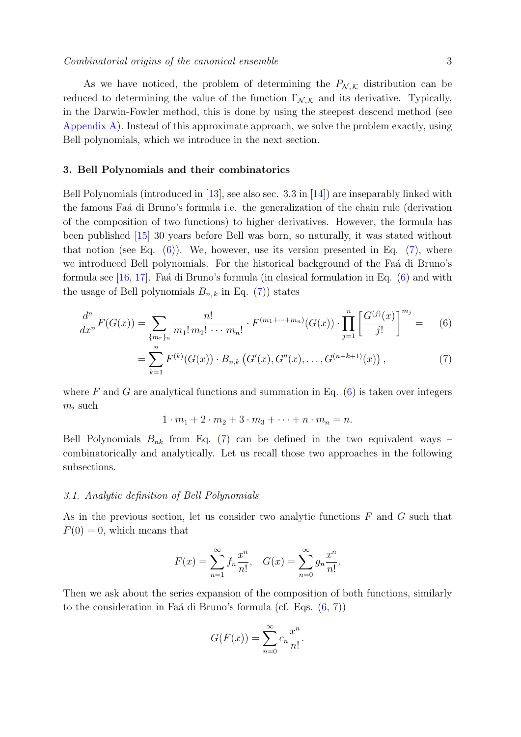As we have noticed, the problem of determining the $P_{\mathcal{N},\mathcal{K}}$ distribution can be reduced to determining the value of the function $\Gamma_{\mathcal{N},\mathcal{K}}$ and its derivative. Typically, in the Darwin-Fowler method, this is done by using the steepest descend method (see Appendix A). Instead of this approximate approach, we solve the problem exactly, using Bell polynomials, which we introduce in the next section.

## 3. Bell Polynomials and their combinatorics

Bell Polynomials (introduced in [13], see also sec. 3.3 in [14]) are inseparably linked with the famous Faá di Bruno's formula i.e. the generalization of the chain rule (derivation of the composition of two functions) to higher derivatives. However, the formula has been published [15] 30 years before Bell was born, so naturally, it was stated without that notion (see Eq. (6)). We, however, use its version presented in Eq. (7), where we introduced Bell polynomials. For the historical background of the Faá di Bruno's formula see [16, 17]. Faá di Bruno's formula (in clasical formulation in Eq. (6) and with the usage of Bell polynomials $B_{n,k}$ in Eq. (7)) states

$$\frac{d^n}{dx^n}F(G(x)) = \sum_{\{m_r\}_n} \frac{n!}{m_1!\, m_2! \cdots m_n!} \cdot F^{(m_1+\cdots+m_n)}(G(x)) \cdot \prod_{j=1}^{n} \left[\frac{G^{(j)}(x)}{j!}\right]^{m_j} = \tag{6}$$

$$= \sum_{k=1}^{n} F^{(k)}(G(x)) \cdot B_{n,k}\left(G'(x), G''(x), \ldots, G^{(n-k+1)}(x)\right), \tag{7}$$

where $F$ and $G$ are analytical functions and summation in Eq. (6) is taken over integers $m_i$ such

$$1 \cdot m_1 + 2 \cdot m_2 + 3 \cdot m_3 + \cdots + n \cdot m_n = n.$$

Bell Polynomials $B_{nk}$ from Eq. (7) can be defined in the two equivalent ways – combinatorically and analytically. Let us recall those two approaches in the following subsections.

### *3.1. Analytic definition of Bell Polynomials*

As in the previous section, let us consider two analytic functions $F$ and $G$ such that $F(0) = 0$, which means that

$$F(x) = \sum_{n=1}^{\infty} f_n \frac{x^n}{n!}, \quad G(x) = \sum_{n=0}^{\infty} g_n \frac{x^n}{n!}.$$

Then we ask about the series expansion of the composition of both functions, similarly to the consideration in Faá di Bruno's formula (cf. Eqs. (6, 7))

$$G(F(x)) = \sum_{n=0}^{\infty} c_n \frac{x^n}{n!}.$$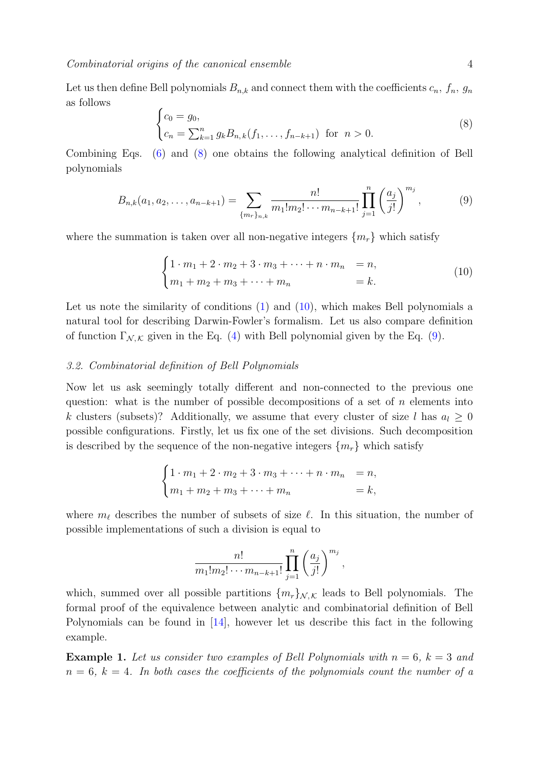Let us then define Bell polynomials $B_{n,k}$ and connect them with the coefficients $c_n$, $f_n$, $g_n$ as follows

$$
\begin{cases}
c_0 = g_0, \\
c_n = \sum_{k=1}^{n} g_k B_{n,k}(f_1, \ldots, f_{n-k+1}) \;\; \text{for} \;\; n > 0.
\end{cases}
\tag{8}
$$

Combining Eqs. (6) and (8) one obtains the following analytical definition of Bell polynomials

$$
B_{n,k}(a_1, a_2, \ldots, a_{n-k+1}) = \sum_{\{m_r\}_{n,k}} \frac{n!}{m_1! m_2! \cdots m_{n-k+1}!} \prod_{j=1}^{n} \left(\frac{a_j}{j!}\right)^{m_j}, \tag{9}
$$

where the summation is taken over all non-negative integers $\{m_r\}$ which satisfy

$$
\begin{cases}
1 \cdot m_1 + 2 \cdot m_2 + 3 \cdot m_3 + \cdots + n \cdot m_n &= n, \\
m_1 + m_2 + m_3 + \cdots + m_n &= k.
\end{cases}
\tag{10}
$$

Let us note the similarity of conditions (1) and (10), which makes Bell polynomials a natural tool for describing Darwin-Fowler's formalism. Let us also compare definition of function $\Gamma_{\mathcal{N},\mathcal{K}}$ given in the Eq. (4) with Bell polynomial given by the Eq. (9).

### *3.2. Combinatorial definition of Bell Polynomials*

Now let us ask seemingly totally different and non-connected to the previous one question: what is the number of possible decompositions of a set of $n$ elements into $k$ clusters (subsets)? Additionally, we assume that every cluster of size $l$ has $a_l \geq 0$ possible configurations. Firstly, let us fix one of the set divisions. Such decomposition is described by the sequence of the non-negative integers $\{m_r\}$ which satisfy

$$
\begin{cases}
1 \cdot m_1 + 2 \cdot m_2 + 3 \cdot m_3 + \cdots + n \cdot m_n &= n, \\
m_1 + m_2 + m_3 + \cdots + m_n &= k,
\end{cases}
$$

where $m_\ell$ describes the number of subsets of size $\ell$. In this situation, the number of possible implementations of such a division is equal to

$$
\frac{n!}{m_1! m_2! \cdots m_{n-k+1}!} \prod_{j=1}^{n} \left(\frac{a_j}{j!}\right)^{m_j},
$$

which, summed over all possible partitions $\{m_r\}_{\mathcal{N},\mathcal{K}}$ leads to Bell polynomials. The formal proof of the equivalence between analytic and combinatorial definition of Bell Polynomials can be found in [14], however let us describe this fact in the following example.

**Example 1.** *Let us consider two examples of Bell Polynomials with $n = 6$, $k = 3$ and $n = 6$, $k = 4$. In both cases the coefficients of the polynomials count the number of a*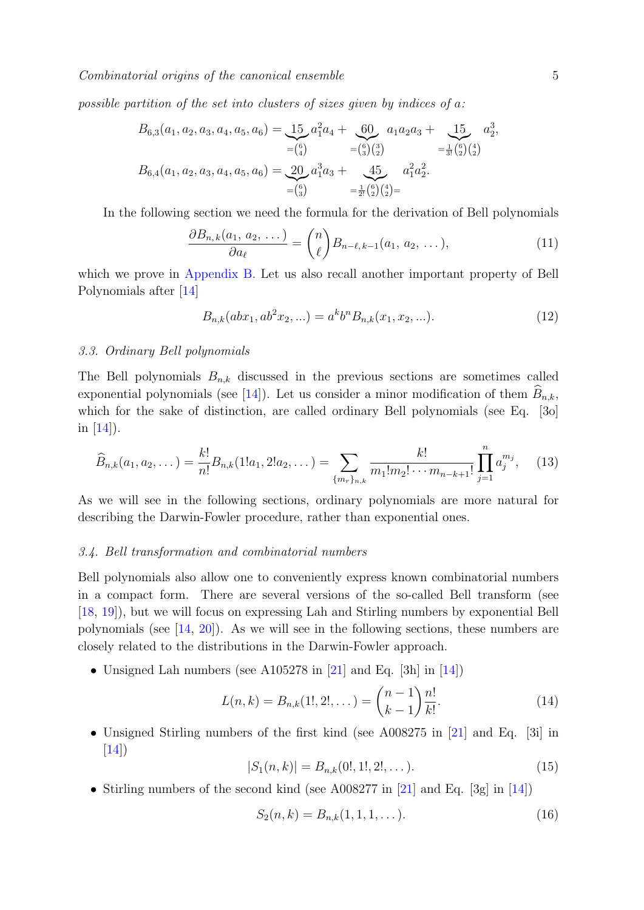possible partition of the set into clusters of sizes given by indices of $a$:

$$B_{6,3}(a_1,a_2,a_3,a_4,a_5,a_6) = \underbrace{15}_{=\binom{6}{4}} a_1^2 a_4 + \underbrace{60}_{=\binom{6}{3}\binom{3}{2}} a_1 a_2 a_3 + \underbrace{15}_{=\frac{1}{3!}\binom{6}{2}\binom{4}{2}} a_2^3,$$

$$B_{6,4}(a_1,a_2,a_3,a_4,a_5,a_6) = \underbrace{20}_{=\binom{6}{3}} a_1^3 a_3 + \underbrace{45}_{=\frac{1}{2!}\binom{6}{2}\binom{4}{2}=} a_1^2 a_2^2.$$

In the following section we need the formula for the derivation of Bell polynomials

$$\frac{\partial B_{n,k}(a_1,\, a_2,\, \dots)}{\partial a_\ell} = \binom{n}{\ell} B_{n-\ell,\,k-1}(a_1,\, a_2,\, \dots), \tag{11}$$

which we prove in Appendix B. Let us also recall another important property of Bell Polynomials after [14]

$$B_{n,k}(abx_1, ab^2x_2, \ldots) = a^k b^n B_{n,k}(x_1, x_2, \ldots). \tag{12}$$

### 3.3. Ordinary Bell polynomials

The Bell polynomials $B_{n,k}$ discussed in the previous sections are sometimes called exponential polynomials (see [14]). Let us consider a minor modification of them $\widehat{B}_{n,k}$, which for the sake of distinction, are called ordinary Bell polynomials (see Eq. [3o] in [14]).

$$\widehat{B}_{n,k}(a_1, a_2, \dots) = \frac{k!}{n!} B_{n,k}(1!a_1, 2!a_2, \dots) = \sum_{\{m_r\}_{n,k}} \frac{k!}{m_1! m_2! \cdots m_{n-k+1}!} \prod_{j=1}^{n} a_j^{m_j}, \tag{13}$$

As we will see in the following sections, ordinary polynomials are more natural for describing the Darwin-Fowler procedure, rather than exponential ones.

### 3.4. Bell transformation and combinatorial numbers

Bell polynomials also allow one to conveniently express known combinatorial numbers in a compact form. There are several versions of the so-called Bell transform (see [18, 19]), but we will focus on expressing Lah and Stirling numbers by exponential Bell polynomials (see [14, 20]). As we will see in the following sections, these numbers are closely related to the distributions in the Darwin-Fowler approach.

- Unsigned Lah numbers (see A105278 in [21] and Eq. [3h] in [14])

$$L(n,k) = B_{n,k}(1!, 2!, \dots) = \binom{n-1}{k-1} \frac{n!}{k!}. \tag{14}$$

- Unsigned Stirling numbers of the first kind (see A008275 in [21] and Eq. [3i] in [14])

$$|S_1(n,k)| = B_{n,k}(0!, 1!, 2!, \dots). \tag{15}$$

- Stirling numbers of the second kind (see A008277 in [21] and Eq. [3g] in [14])

$$S_2(n,k) = B_{n,k}(1, 1, 1, \dots). \tag{16}$$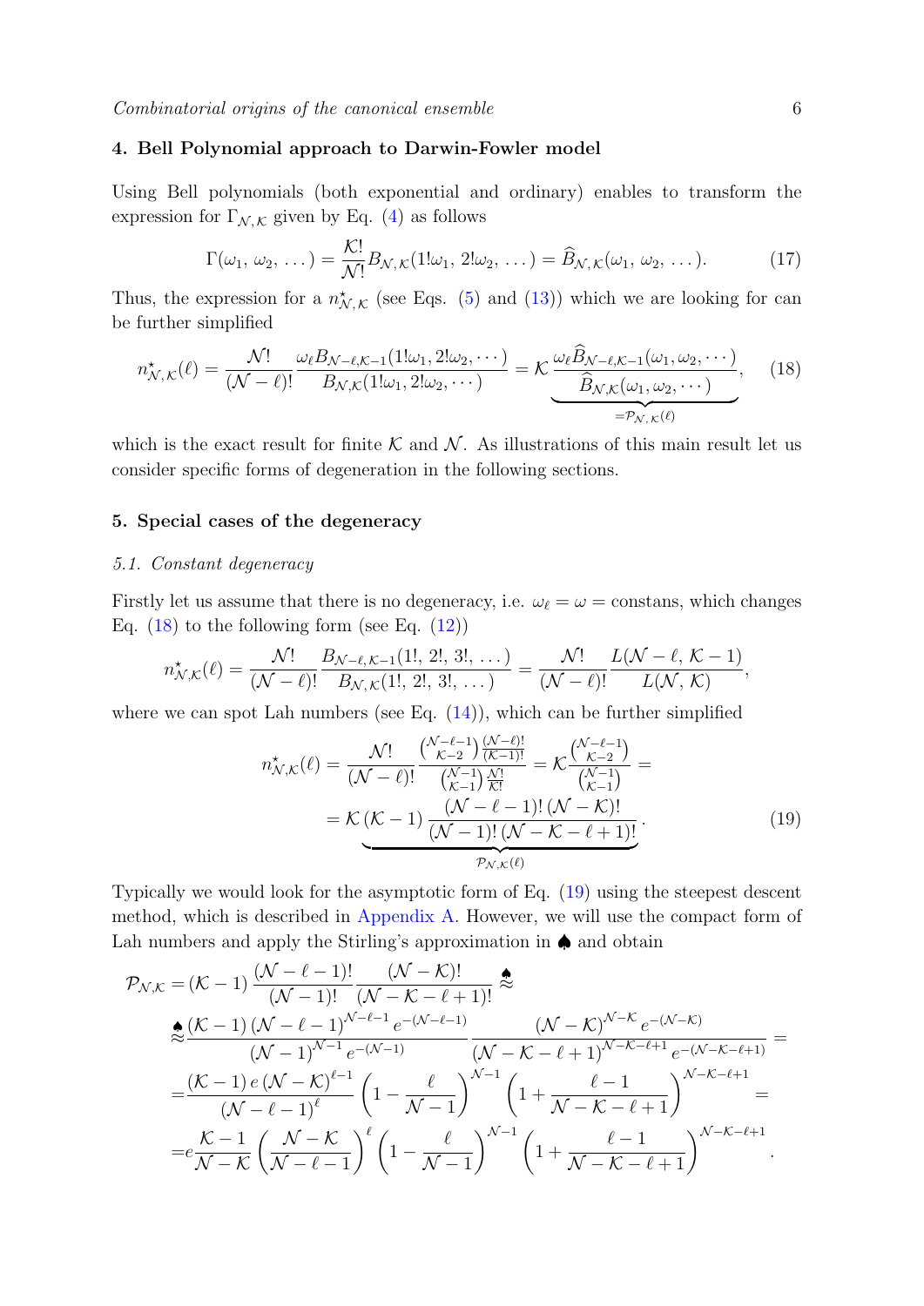## 4. Bell Polynomial approach to Darwin-Fowler model

Using Bell polynomials (both exponential and ordinary) enables to transform the expression for $\Gamma_{\mathcal{N},\mathcal{K}}$ given by Eq. (4) as follows

$$\Gamma(\omega_1,\, \omega_2,\, \dots) = \frac{\mathcal{K}!}{\mathcal{N}!} B_{\mathcal{N},\mathcal{K}}(1!\omega_1,\, 2!\omega_2,\, \dots) = \widehat{B}_{\mathcal{N},\mathcal{K}}(\omega_1,\, \omega_2,\, \dots). \tag{17}$$

Thus, the expression for a $n^\star_{\mathcal{N},\mathcal{K}}$ (see Eqs. (5) and (13)) which we are looking for can be further simplified

$$n^\star_{\mathcal{N},\mathcal{K}}(\ell) = \frac{\mathcal{N}!}{(\mathcal{N}-\ell)!} \frac{\omega_\ell B_{\mathcal{N}-\ell,\mathcal{K}-1}(1!\omega_1, 2!\omega_2, \cdots)}{B_{\mathcal{N},\mathcal{K}}(1!\omega_1, 2!\omega_2, \cdots)} = \mathcal{K} \underbrace{\frac{\omega_\ell \widehat{B}_{\mathcal{N}-\ell,\mathcal{K}-1}(\omega_1, \omega_2, \cdots)}{\widehat{B}_{\mathcal{N},\mathcal{K}}(\omega_1, \omega_2, \cdots)}}_{=\mathcal{P}_{\mathcal{N},\mathcal{K}}(\ell)}, \tag{18}$$

which is the exact result for finite $\mathcal{K}$ and $\mathcal{N}$. As illustrations of this main result let us consider specific forms of degeneration in the following sections.

## 5. Special cases of the degeneracy

### 5.1. Constant degeneracy

Firstly let us assume that there is no degeneracy, i.e. $\omega_\ell = \omega =$ constans, which changes Eq. (18) to the following form (see Eq. (12))

$$n^\star_{\mathcal{N},\mathcal{K}}(\ell) = \frac{\mathcal{N}!}{(\mathcal{N}-\ell)!} \frac{B_{\mathcal{N}-\ell,\mathcal{K}-1}(1!,\, 2!,\, 3!,\, \dots)}{B_{\mathcal{N},\mathcal{K}}(1!,\, 2!,\, 3!,\, \dots)} = \frac{\mathcal{N}!}{(\mathcal{N}-\ell)!} \frac{L(\mathcal{N}-\ell,\, \mathcal{K}-1)}{L(\mathcal{N},\, \mathcal{K})},$$

where we can spot Lah numbers (see Eq. (14)), which can be further simplified

$$\begin{aligned} n^\star_{\mathcal{N},\mathcal{K}}(\ell) &= \frac{\mathcal{N}!}{(\mathcal{N}-\ell)!} \frac{\binom{\mathcal{N}-\ell-1}{\mathcal{K}-2} \frac{(\mathcal{N}-\ell)!}{(\mathcal{K}-1)!}}{\binom{\mathcal{N}-1}{\mathcal{K}-1} \frac{\mathcal{N}!}{\mathcal{K}!}} = \mathcal{K} \frac{\binom{\mathcal{N}-\ell-1}{\mathcal{K}-2}}{\binom{\mathcal{N}-1}{\mathcal{K}-1}} = \\ &= \mathcal{K}\, \underbrace{(\mathcal{K}-1)\, \frac{(\mathcal{N}-\ell-1)!\,(\mathcal{N}-\mathcal{K})!}{(\mathcal{N}-1)!\,(\mathcal{N}-\mathcal{K}-\ell+1)!}}_{\mathcal{P}_{\mathcal{N},\mathcal{K}}(\ell)}. \end{aligned} \tag{19}$$

Typically we would look for the asymptotic form of Eq. (19) using the steepest descent method, which is described in Appendix A. However, we will use the compact form of Lah numbers and apply the Stirling's approximation in ♠ and obtain

$$\begin{aligned} \mathcal{P}_{\mathcal{N},\mathcal{K}} &= (\mathcal{K}-1)\, \frac{(\mathcal{N}-\ell-1)!}{(\mathcal{N}-1)!} \frac{(\mathcal{N}-\mathcal{K})!}{(\mathcal{N}-\mathcal{K}-\ell+1)!} \overset{\spadesuit}{\approx} \\ &\overset{\spadesuit}{\approx} \frac{(\mathcal{K}-1)\,(\mathcal{N}-\ell-1)^{\mathcal{N}-\ell-1}\, e^{-(\mathcal{N}-\ell-1)}}{(\mathcal{N}-1)^{\mathcal{N}-1}\, e^{-(\mathcal{N}-1)}} \frac{(\mathcal{N}-\mathcal{K})^{\mathcal{N}-\mathcal{K}}\, e^{-(\mathcal{N}-\mathcal{K})}}{(\mathcal{N}-\mathcal{K}-\ell+1)^{\mathcal{N}-\mathcal{K}-\ell+1}\, e^{-(\mathcal{N}-\mathcal{K}-\ell+1)}} = \\ &= \frac{(\mathcal{K}-1)\, e\, (\mathcal{N}-\mathcal{K})^{\ell-1}}{(\mathcal{N}-\ell-1)^{\ell}} \left(1 - \frac{\ell}{\mathcal{N}-1}\right)^{\mathcal{N}-1} \left(1 + \frac{\ell-1}{\mathcal{N}-\mathcal{K}-\ell+1}\right)^{\mathcal{N}-\mathcal{K}-\ell+1} = \\ &= e \frac{\mathcal{K}-1}{\mathcal{N}-\mathcal{K}} \left(\frac{\mathcal{N}-\mathcal{K}}{\mathcal{N}-\ell-1}\right)^{\ell} \left(1 - \frac{\ell}{\mathcal{N}-1}\right)^{\mathcal{N}-1} \left(1 + \frac{\ell-1}{\mathcal{N}-\mathcal{K}-\ell+1}\right)^{\mathcal{N}-\mathcal{K}-\ell+1}. \end{aligned}$$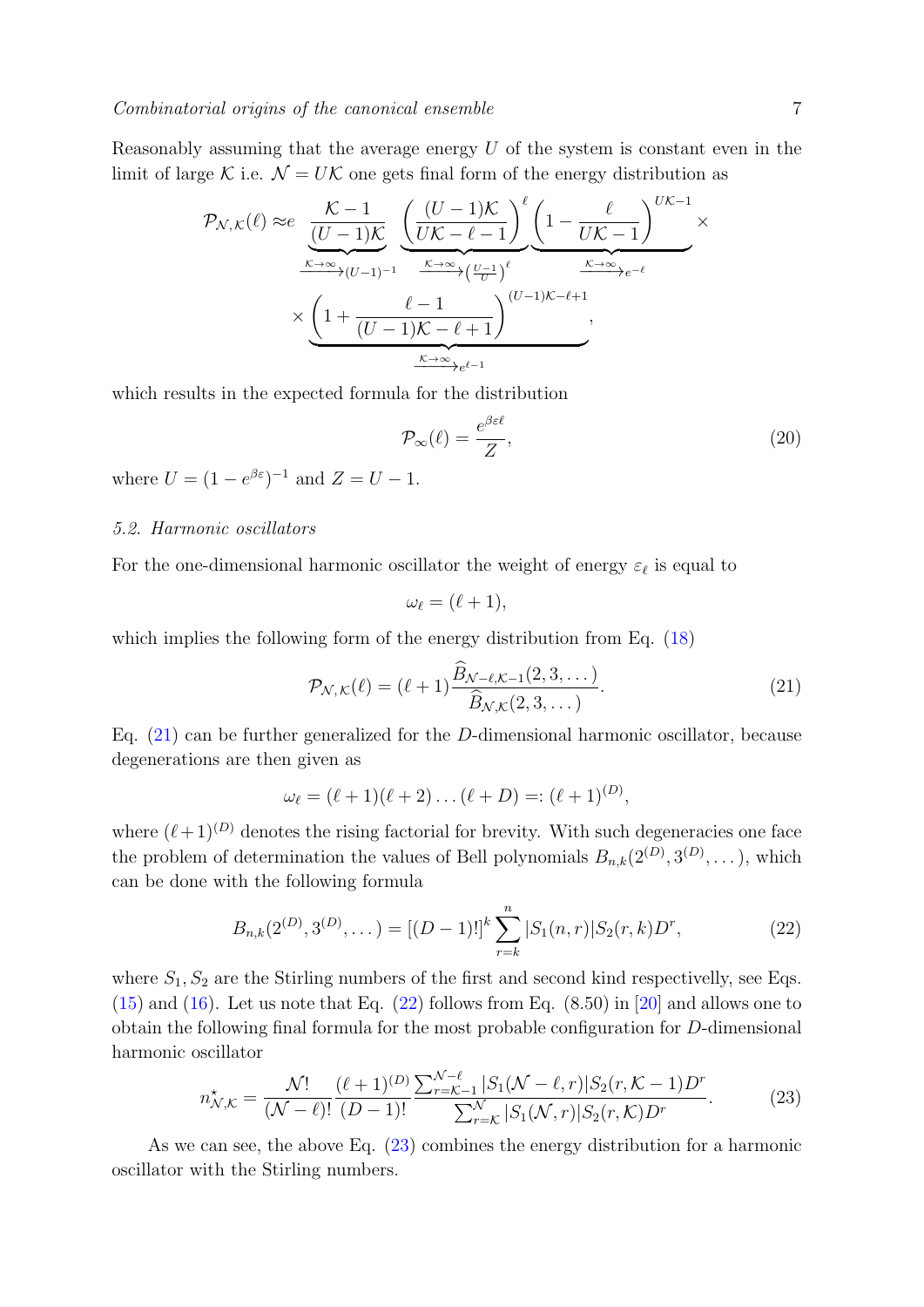Reasonably assuming that the average energy $U$ of the system is constant even in the limit of large $\mathcal{K}$ i.e. $\mathcal{N} = U\mathcal{K}$ one gets final form of the energy distribution as

$$\mathcal{P}_{\mathcal{N},\mathcal{K}}(\ell) \approx e \underbrace{\frac{\mathcal{K}-1}{(U-1)\mathcal{K}}}_{\xrightarrow{\mathcal{K}\to\infty}(U-1)^{-1}} \underbrace{\left(\frac{(U-1)\mathcal{K}}{U\mathcal{K}-\ell-1}\right)^{\ell}}_{\xrightarrow{\mathcal{K}\to\infty}\left(\frac{U-1}{U}\right)^{\ell}} \underbrace{\left(1-\frac{\ell}{U\mathcal{K}-1}\right)^{U\mathcal{K}-1}}_{\xrightarrow{\mathcal{K}\to\infty}e^{-\ell}} \times$$
$$\times \underbrace{\left(1+\frac{\ell-1}{(U-1)\mathcal{K}-\ell+1}\right)^{(U-1)\mathcal{K}-\ell+1}}_{\xrightarrow{\mathcal{K}\to\infty}e^{\ell-1}},$$

which results in the expected formula for the distribution

$$\mathcal{P}_{\infty}(\ell) = \frac{e^{\beta\varepsilon\ell}}{Z}, \tag{20}$$

where $U = (1-e^{\beta\varepsilon})^{-1}$ and $Z = U - 1$.

### *5.2. Harmonic oscillators*

For the one-dimensional harmonic oscillator the weight of energy $\varepsilon_\ell$ is equal to

$$\omega_\ell = (\ell+1),$$

which implies the following form of the energy distribution from Eq. (18)

$$\mathcal{P}_{\mathcal{N},\mathcal{K}}(\ell) = (\ell+1)\frac{\widehat{B}_{\mathcal{N}-\ell,\mathcal{K}-1}(2,3,\dots)}{\widehat{B}_{\mathcal{N},\mathcal{K}}(2,3,\dots)}. \tag{21}$$

Eq. (21) can be further generalized for the $D$-dimensional harmonic oscillator, because degenerations are then given as

$$\omega_\ell = (\ell+1)(\ell+2)\dots(\ell+D) =: (\ell+1)^{(D)},$$

where $(\ell+1)^{(D)}$ denotes the rising factorial for brevity. With such degeneracies one face the problem of determination the values of Bell polynomials $B_{n,k}(2^{(D)}, 3^{(D)}, \dots)$, which can be done with the following formula

$$B_{n,k}(2^{(D)}, 3^{(D)}, \dots) = [(D-1)!]^k \sum_{r=k}^{n} |S_1(n,r)| S_2(r,k) D^r, \tag{22}$$

where $S_1, S_2$ are the Stirling numbers of the first and second kind respectivelly, see Eqs. (15) and (16). Let us note that Eq. (22) follows from Eq. (8.50) in [20] and allows one to obtain the following final formula for the most probable configuration for $D$-dimensional harmonic oscillator

$$n^{\star}_{\mathcal{N},\mathcal{K}} = \frac{\mathcal{N}!}{(\mathcal{N}-\ell)!}\frac{(\ell+1)^{(D)}}{(D-1)!}\frac{\sum_{r=\mathcal{K}-1}^{\mathcal{N}-\ell}|S_1(\mathcal{N}-\ell,r)|S_2(r,\mathcal{K}-1)D^r}{\sum_{r=\mathcal{K}}^{\mathcal{N}}|S_1(\mathcal{N},r)|S_2(r,\mathcal{K})D^r}. \tag{23}$$

As we can see, the above Eq. (23) combines the energy distribution for a harmonic oscillator with the Stirling numbers.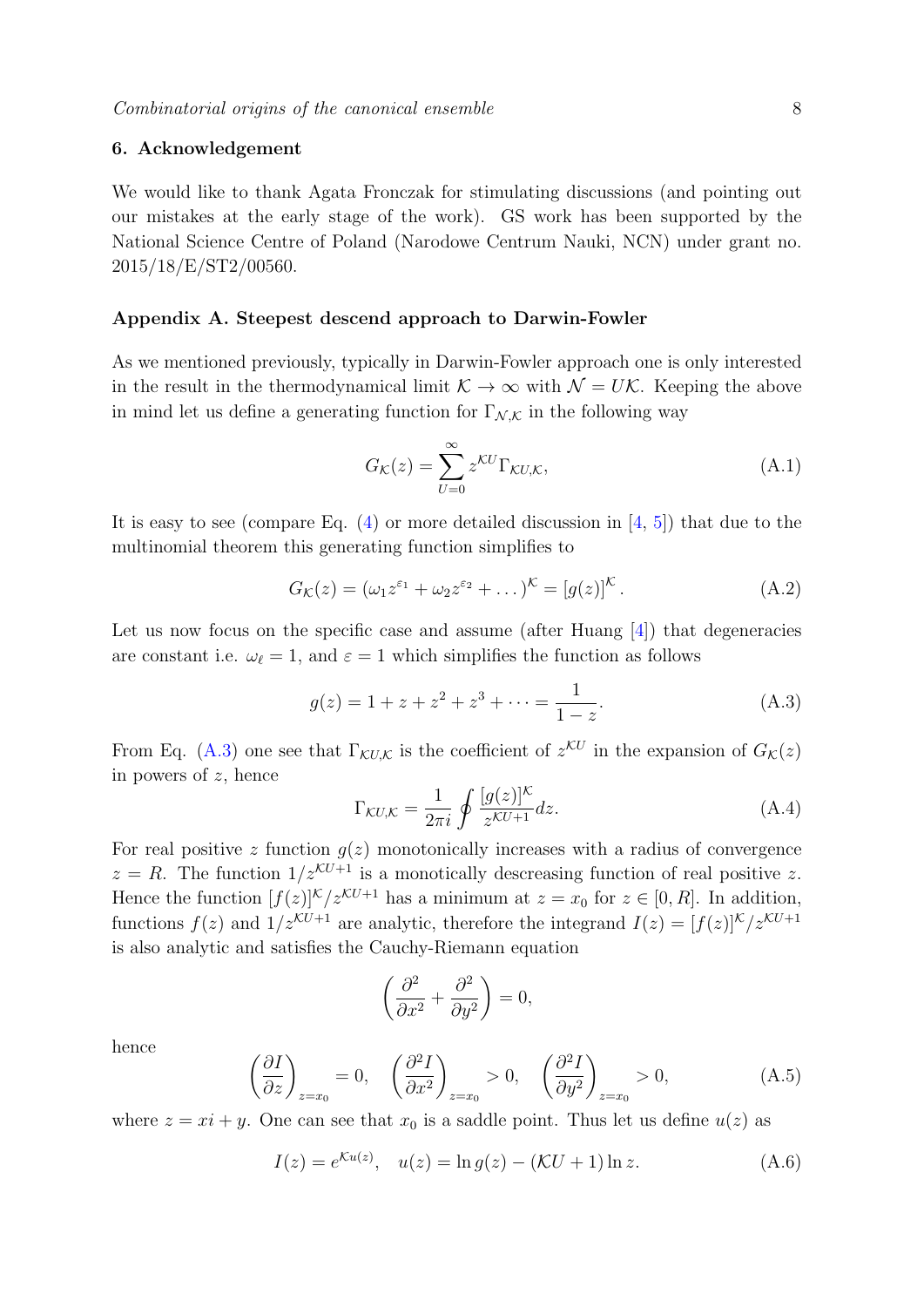## 6. Acknowledgement

We would like to thank Agata Fronczak for stimulating discussions (and pointing out our mistakes at the early stage of the work). GS work has been supported by the National Science Centre of Poland (Narodowe Centrum Nauki, NCN) under grant no. 2015/18/E/ST2/00560.

## Appendix A. Steepest descend approach to Darwin-Fowler

As we mentioned previously, typically in Darwin-Fowler approach one is only interested in the result in the thermodynamical limit $\mathcal{K} \to \infty$ with $\mathcal{N} = U\mathcal{K}$. Keeping the above in mind let us define a generating function for $\Gamma_{\mathcal{N},\mathcal{K}}$ in the following way

$$G_{\mathcal{K}}(z) = \sum_{U=0}^{\infty} z^{\mathcal{K}U} \Gamma_{\mathcal{K}U,\mathcal{K}}, \tag{A.1}$$

It is easy to see (compare Eq. (4) or more detailed discussion in [4, 5]) that due to the multinomial theorem this generating function simplifies to

$$G_{\mathcal{K}}(z) = (\omega_1 z^{\varepsilon_1} + \omega_2 z^{\varepsilon_2} + \dots)^{\mathcal{K}} = [g(z)]^{\mathcal{K}}. \tag{A.2}$$

Let us now focus on the specific case and assume (after Huang [4]) that degeneracies are constant i.e. $\omega_\ell = 1$, and $\varepsilon = 1$ which simplifies the function as follows

$$g(z) = 1 + z + z^2 + z^3 + \dots = \frac{1}{1-z}. \tag{A.3}$$

From Eq. (A.3) one see that $\Gamma_{\mathcal{K}U,\mathcal{K}}$ is the coefficient of $z^{\mathcal{K}U}$ in the expansion of $G_{\mathcal{K}}(z)$ in powers of $z$, hence

$$\Gamma_{\mathcal{K}U,\mathcal{K}} = \frac{1}{2\pi i} \oint \frac{[g(z)]^{\mathcal{K}}}{z^{\mathcal{K}U+1}} dz. \tag{A.4}$$

For real positive $z$ function $g(z)$ monotonically increases with a radius of convergence $z = R$. The function $1/z^{\mathcal{K}U+1}$ is a monotically descreasing function of real positive $z$. Hence the function $[f(z)]^{\mathcal{K}}/z^{\mathcal{K}U+1}$ has a minimum at $z = x_0$ for $z \in [0, R]$. In addition, functions $f(z)$ and $1/z^{\mathcal{K}U+1}$ are analytic, therefore the integrand $I(z) = [f(z)]^{\mathcal{K}}/z^{\mathcal{K}U+1}$ is also analytic and satisfies the Cauchy-Riemann equation

$$\left( \frac{\partial^2}{\partial x^2} + \frac{\partial^2}{\partial y^2} \right) = 0,$$

hence

$$\left( \frac{\partial I}{\partial z} \right)_{z=x_0} = 0, \quad \left( \frac{\partial^2 I}{\partial x^2} \right)_{z=x_0} > 0, \quad \left( \frac{\partial^2 I}{\partial y^2} \right)_{z=x_0} > 0, \tag{A.5}$$

where $z = xi + y$. One can see that $x_0$ is a saddle point. Thus let us define $u(z)$ as

$$I(z) = e^{\mathcal{K}u(z)}, \quad u(z) = \ln g(z) - (\mathcal{K}U + 1) \ln z. \tag{A.6}$$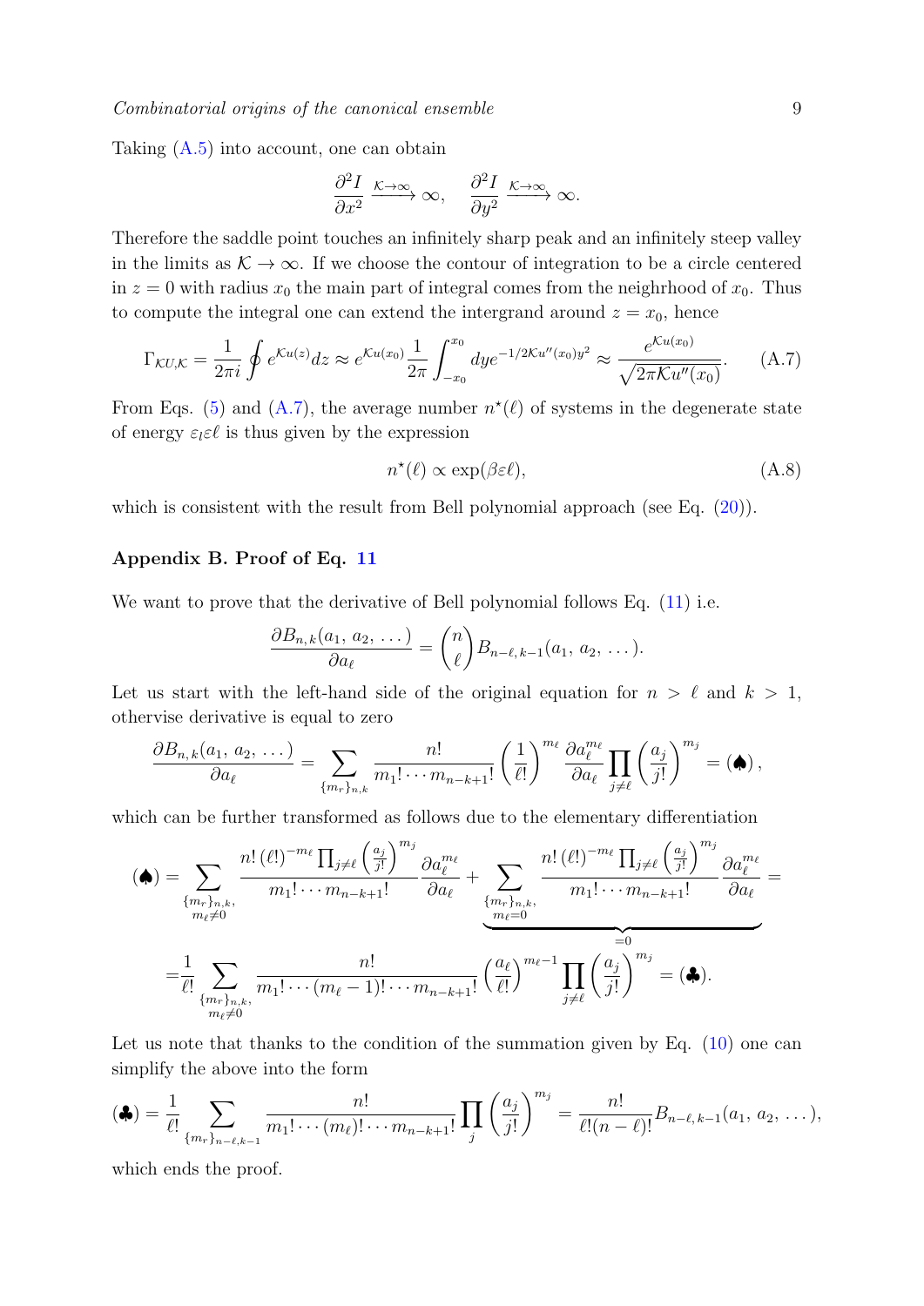Taking (A.5) into account, one can obtain

$$\frac{\partial^2 I}{\partial x^2} \xrightarrow{\mathcal{K}\to\infty} \infty, \quad \frac{\partial^2 I}{\partial y^2} \xrightarrow{\mathcal{K}\to\infty} \infty.$$

Therefore the saddle point touches an infinitely sharp peak and an infinitely steep valley in the limits as $\mathcal{K} \to \infty$. If we choose the contour of integration to be a circle centered in $z = 0$ with radius $x_0$ the main part of integral comes from the neighrhood of $x_0$. Thus to compute the integral one can extend the intergrand around $z = x_0$, hence

$$\Gamma_{\mathcal{K}U,\mathcal{K}} = \frac{1}{2\pi i}\oint e^{\mathcal{K}u(z)}dz \approx e^{\mathcal{K}u(x_0)}\frac{1}{2\pi}\int_{-x_0}^{x_0} dy e^{-1/2\mathcal{K}u''(x_0)y^2} \approx \frac{e^{\mathcal{K}u(x_0)}}{\sqrt{2\pi\mathcal{K}u''(x_0)}}. \tag{A.7}$$

From Eqs. (5) and (A.7), the average number $n^\star(\ell)$ of systems in the degenerate state of energy $\varepsilon_l\varepsilon\ell$ is thus given by the expression

$$n^\star(\ell) \propto \exp(\beta\varepsilon\ell), \tag{A.8}$$

which is consistent with the result from Bell polynomial approach (see Eq. (20)).

## Appendix B. Proof of Eq. 11

We want to prove that the derivative of Bell polynomial follows Eq. (11) i.e.

$$\frac{\partial B_{n,k}(a_1,\, a_2,\, \dots)}{\partial a_\ell} = \binom{n}{\ell} B_{n-\ell,\,k-1}(a_1,\, a_2,\, \dots).$$

Let us start with the left-hand side of the original equation for $n > \ell$ and $k > 1$, otherwise derivative is equal to zero

$$\frac{\partial B_{n,k}(a_1,\, a_2,\, \dots)}{\partial a_\ell} = \sum_{\{m_r\}_{n,k}} \frac{n!}{m_1!\cdots m_{n-k+1}!}\left(\frac{1}{\ell!}\right)^{m_\ell}\frac{\partial a_\ell^{m_\ell}}{\partial a_\ell}\prod_{j\neq\ell}\left(\frac{a_j}{j!}\right)^{m_j} = (\spadesuit)\,,$$

which can be further transformed as follows due to the elementary differentiation

$$(\spadesuit) = \sum_{\substack{\{m_r\}_{n,k},\\ m_\ell\neq 0}} \frac{n!\,(\ell!)^{-m_\ell}\prod_{j\neq\ell}\left(\frac{a_j}{j!}\right)^{m_j}}{m_1!\cdots m_{n-k+1}!}\frac{\partial a_\ell^{m_\ell}}{\partial a_\ell} + \underbrace{\sum_{\substack{\{m_r\}_{n,k},\\ m_\ell=0}} \frac{n!\,(\ell!)^{-m_\ell}\prod_{j\neq\ell}\left(\frac{a_j}{j!}\right)^{m_j}}{m_1!\cdots m_{n-k+1}!}\frac{\partial a_\ell^{m_\ell}}{\partial a_\ell}}_{=0} =$$

$$= \frac{1}{\ell!}\sum_{\substack{\{m_r\}_{n,k},\\ m_\ell\neq 0}} \frac{n!}{m_1!\cdots(m_\ell-1)!\cdots m_{n-k+1}!}\left(\frac{a_\ell}{\ell!}\right)^{m_\ell-1}\prod_{j\neq\ell}\left(\frac{a_j}{j!}\right)^{m_j} = (\clubsuit).$$

Let us note that thanks to the condition of the summation given by Eq. (10) one can simplify the above into the form

$$(\clubsuit) = \frac{1}{\ell!}\sum_{\{m_r\}_{n-\ell,k-1}} \frac{n!}{m_1!\cdots(m_\ell)!\cdots m_{n-k+1}!}\prod_j\left(\frac{a_j}{j!}\right)^{m_j} = \frac{n!}{\ell!(n-\ell)!}B_{n-\ell,\,k-1}(a_1,\, a_2,\, \dots),$$

which ends the proof.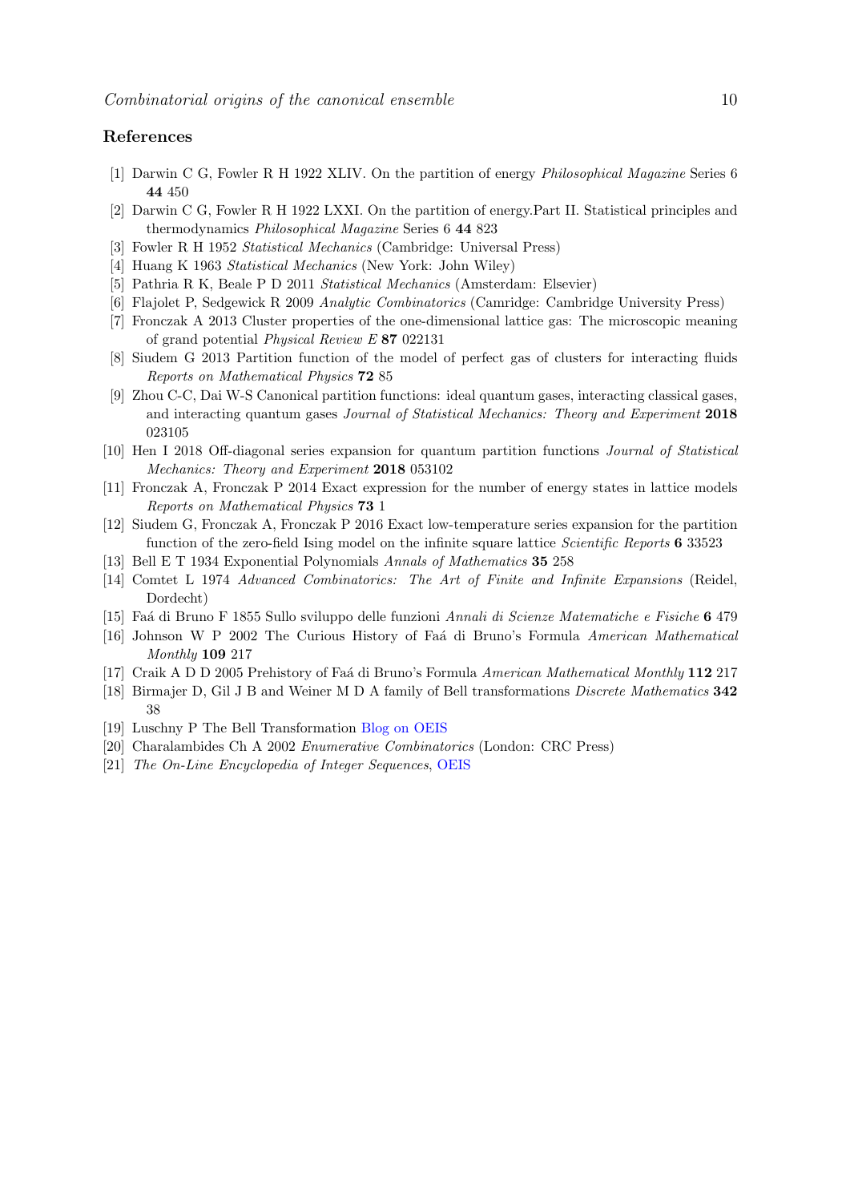## References

[1] Darwin C G, Fowler R H 1922 XLIV. On the partition of energy *Philosophical Magazine* Series 6 **44** 450

[2] Darwin C G, Fowler R H 1922 LXXI. On the partition of energy.Part II. Statistical principles and thermodynamics *Philosophical Magazine* Series 6 **44** 823

[3] Fowler R H 1952 *Statistical Mechanics* (Cambridge: Universal Press)

[4] Huang K 1963 *Statistical Mechanics* (New York: John Wiley)

[5] Pathria R K, Beale P D 2011 *Statistical Mechanics* (Amsterdam: Elsevier)

[6] Flajolet P, Sedgewick R 2009 *Analytic Combinatorics* (Camridge: Cambridge University Press)

[7] Fronczak A 2013 Cluster properties of the one-dimensional lattice gas: The microscopic meaning of grand potential *Physical Review E* **87** 022131

[8] Siudem G 2013 Partition function of the model of perfect gas of clusters for interacting fluids *Reports on Mathematical Physics* **72** 85

[9] Zhou C-C, Dai W-S Canonical partition functions: ideal quantum gases, interacting classical gases, and interacting quantum gases *Journal of Statistical Mechanics: Theory and Experiment* **2018** 023105

[10] Hen I 2018 Off-diagonal series expansion for quantum partition functions *Journal of Statistical Mechanics: Theory and Experiment* **2018** 053102

[11] Fronczak A, Fronczak P 2014 Exact expression for the number of energy states in lattice models *Reports on Mathematical Physics* **73** 1

[12] Siudem G, Fronczak A, Fronczak P 2016 Exact low-temperature series expansion for the partition function of the zero-field Ising model on the infinite square lattice *Scientific Reports* **6** 33523

[13] Bell E T 1934 Exponential Polynomials *Annals of Mathematics* **35** 258

[14] Comtet L 1974 *Advanced Combinatorics: The Art of Finite and Infinite Expansions* (Reidel, Dordecht)

[15] Faá di Bruno F 1855 Sullo sviluppo delle funzioni *Annali di Scienze Matematiche e Fisiche* **6** 479

[16] Johnson W P 2002 The Curious History of Faá di Bruno's Formula *American Mathematical Monthly* **109** 217

[17] Craik A D D 2005 Prehistory of Faá di Bruno's Formula *American Mathematical Monthly* **112** 217

[18] Birmajer D, Gil J B and Weiner M D A family of Bell transformations *Discrete Mathematics* **342** 38

[19] Luschny P The Bell Transformation Blog on OEIS

[20] Charalambides Ch A 2002 *Enumerative Combinatorics* (London: CRC Press)

[21] *The On-Line Encyclopedia of Integer Sequences*, OEIS